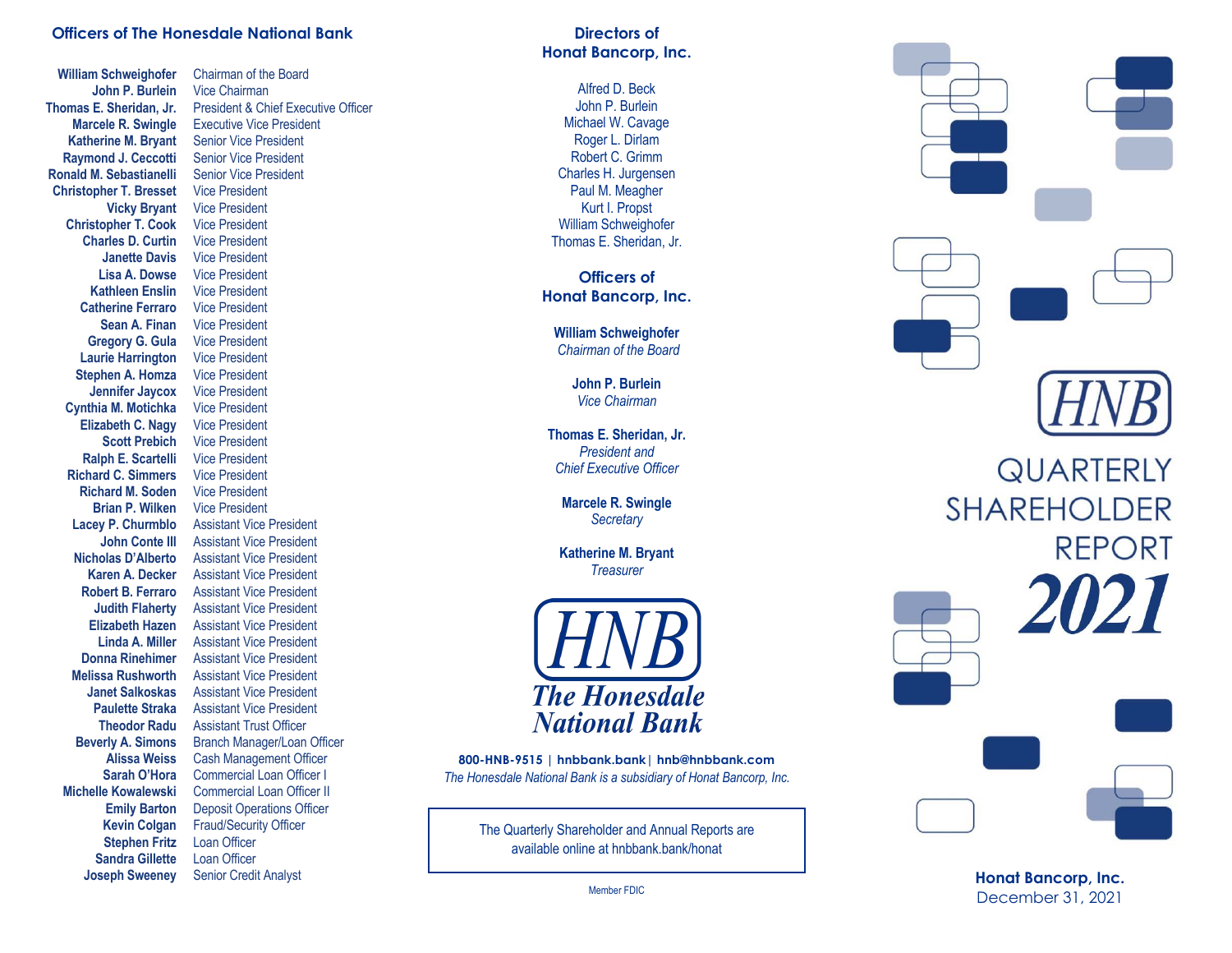## Officers of The Honesdale National Bank

| Name | Title |
|---|---|
| William Schweighofer | Chairman of the Board |
| John P. Burlein | Vice Chairman |
| Thomas E. Sheridan, Jr. | President & Chief Executive Officer |
| Marcele R. Swingle | Executive Vice President |
| Katherine M. Bryant | Senior Vice President |
| Raymond J. Ceccotti | Senior Vice President |
| Ronald M. Sebastianelli | Senior Vice President |
| Christopher T. Bresset | Vice President |
| Vicky Bryant | Vice President |
| Christopher T. Cook | Vice President |
| Charles D. Curtin | Vice President |
| Janette Davis | Vice President |
| Lisa A. Dowse | Vice President |
| Kathleen Enslin | Vice President |
| Catherine Ferraro | Vice President |
| Sean A. Finan | Vice President |
| Gregory G. Gula | Vice President |
| Laurie Harrington | Vice President |
| Stephen A. Homza | Vice President |
| Jennifer Jaycox | Vice President |
| Cynthia M. Motichka | Vice President |
| Elizabeth C. Nagy | Vice President |
| Scott Prebich | Vice President |
| Ralph E. Scartelli | Vice President |
| Richard C. Simmers | Vice President |
| Richard M. Soden | Vice President |
| Brian P. Wilken | Vice President |
| Lacey P. Churmblo | Assistant Vice President |
| John Conte III | Assistant Vice President |
| Nicholas D'Alberto | Assistant Vice President |
| Karen A. Decker | Assistant Vice President |
| Robert B. Ferraro | Assistant Vice President |
| Judith Flaherty | Assistant Vice President |
| Elizabeth Hazen | Assistant Vice President |
| Linda A. Miller | Assistant Vice President |
| Donna Rinehimer | Assistant Vice President |
| Melissa Rushworth | Assistant Vice President |
| Janet Salkoskas | Assistant Vice President |
| Paulette Straka | Assistant Vice President |
| Theodor Radu | Assistant Trust Officer |
| Beverly A. Simons | Branch Manager/Loan Officer |
| Alissa Weiss | Cash Management Officer |
| Sarah O'Hora | Commercial Loan Officer I |
| Michelle Kowalewski | Commercial Loan Officer II |
| Emily Barton | Deposit Operations Officer |
| Kevin Colgan | Fraud/Security Officer |
| Stephen Fritz | Loan Officer |
| Sandra Gillette | Loan Officer |
| Joseph Sweeney | Senior Credit Analyst |

## Directors of Honat Bancorp, Inc.

Alfred D. Beck
John P. Burlein
Michael W. Cavage
Roger L. Dirlam
Robert C. Grimm
Charles H. Jurgensen
Paul M. Meagher
Kurt I. Propst
William Schweighofer
Thomas E. Sheridan, Jr.

## Officers of Honat Bancorp, Inc.

**William Schweighofer**
*Chairman of the Board*

**John P. Burlein**
*Vice Chairman*

**Thomas E. Sheridan, Jr.**
*President and Chief Executive Officer*

**Marcele R. Swingle**
*Secretary*

**Katherine M. Bryant**
*Treasurer*

**HNB The Honesdale National Bank**

**800-HNB-9515 | hnbbank.bank | hnb@hnbbank.com**
*The Honesdale National Bank is a subsidiary of Honat Bancorp, Inc.*

The Quarterly Shareholder and Annual Reports are available online at hnbbank.bank/honat

Member FDIC

# HNB QUARTERLY SHAREHOLDER REPORT 2021

**Honat Bancorp, Inc.**
December 31, 2021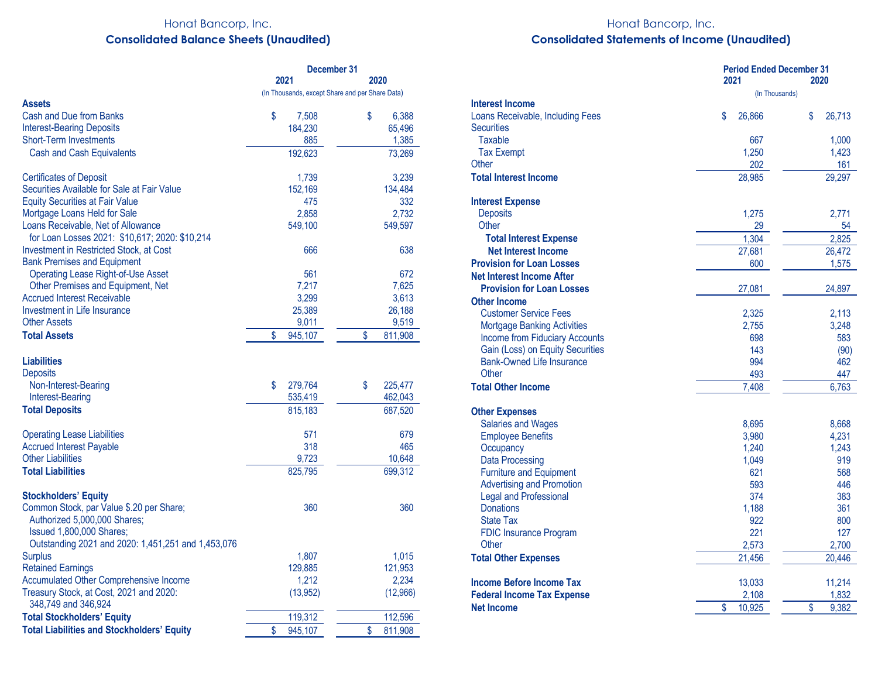## Honat Bancorp, Inc.

## Consolidated Balance Sheets (Unaudited)

| | December 31 | |
|---|---|---|
| | 2021 | 2020 |
| | (In Thousands, except Share and per Share Data) | |
| **Assets** | | |
| Cash and Due from Banks | $ 7,508 | $ 6,388 |
| Interest-Bearing Deposits | 184,230 | 65,496 |
| Short-Term Investments | 885 | 1,385 |
| Cash and Cash Equivalents | 192,623 | 73,269 |
| Certificates of Deposit | 1,739 | 3,239 |
| Securities Available for Sale at Fair Value | 152,169 | 134,484 |
| Equity Securities at Fair Value | 475 | 332 |
| Mortgage Loans Held for Sale | 2,858 | 2,732 |
| Loans Receivable, Net of Allowance for Loan Losses 2021: $10,617; 2020: $10,214 | 549,100 | 549,597 |
| Investment in Restricted Stock, at Cost | 666 | 638 |
| Bank Premises and Equipment | | |
| Operating Lease Right-of-Use Asset | 561 | 672 |
| Other Premises and Equipment, Net | 7,217 | 7,625 |
| Accrued Interest Receivable | 3,299 | 3,613 |
| Investment in Life Insurance | 25,389 | 26,188 |
| Other Assets | 9,011 | 9,519 |
| **Total Assets** | $ 945,107 | $ 811,908 |
| **Liabilities** | | |
| Deposits | | |
| Non-Interest-Bearing | $ 279,764 | $ 225,477 |
| Interest-Bearing | 535,419 | 462,043 |
| **Total Deposits** | 815,183 | 687,520 |
| Operating Lease Liabilities | 571 | 679 |
| Accrued Interest Payable | 318 | 465 |
| Other Liabilities | 9,723 | 10,648 |
| **Total Liabilities** | 825,795 | 699,312 |
| **Stockholders' Equity** | | |
| Common Stock, par Value $.20 per Share; Authorized 5,000,000 Shares; Issued 1,800,000 Shares; Outstanding 2021 and 2020: 1,451,251 and 1,453,076 | 360 | 360 |
| Surplus | 1,807 | 1,015 |
| Retained Earnings | 129,885 | 121,953 |
| Accumulated Other Comprehensive Income | 1,212 | 2,234 |
| Treasury Stock, at Cost, 2021 and 2020: 348,749 and 346,924 | (13,952) | (12,966) |
| **Total Stockholders' Equity** | 119,312 | 112,596 |
| **Total Liabilities and Stockholders' Equity** | $ 945,107 | $ 811,908 |

## Honat Bancorp, Inc.

## Consolidated Statements of Income (Unaudited)

| | Period Ended December 31 | |
|---|---|---|
| | 2021 | 2020 |
| | (In Thousands) | |
| **Interest Income** | | |
| Loans Receivable, Including Fees | $ 26,866 | $ 26,713 |
| Securities | | |
| Taxable | 667 | 1,000 |
| Tax Exempt | 1,250 | 1,423 |
| Other | 202 | 161 |
| **Total Interest Income** | 28,985 | 29,297 |
| **Interest Expense** | | |
| Deposits | 1,275 | 2,771 |
| Other | 29 | 54 |
| **Total Interest Expense** | 1,304 | 2,825 |
| **Net Interest Income** | 27,681 | 26,472 |
| **Provision for Loan Losses** | 600 | 1,575 |
| **Net Interest Income After Provision for Loan Losses** | 27,081 | 24,897 |
| **Other Income** | | |
| Customer Service Fees | 2,325 | 2,113 |
| Mortgage Banking Activities | 2,755 | 3,248 |
| Income from Fiduciary Accounts | 698 | 583 |
| Gain (Loss) on Equity Securities | 143 | (90) |
| Bank-Owned Life Insurance | 994 | 462 |
| Other | 493 | 447 |
| **Total Other Income** | 7,408 | 6,763 |
| **Other Expenses** | | |
| Salaries and Wages | 8,695 | 8,668 |
| Employee Benefits | 3,980 | 4,231 |
| Occupancy | 1,240 | 1,243 |
| Data Processing | 1,049 | 919 |
| Furniture and Equipment | 621 | 568 |
| Advertising and Promotion | 593 | 446 |
| Legal and Professional | 374 | 383 |
| Donations | 1,188 | 361 |
| State Tax | 922 | 800 |
| FDIC Insurance Program | 221 | 127 |
| Other | 2,573 | 2,700 |
| **Total Other Expenses** | 21,456 | 20,446 |
| **Income Before Income Tax** | 13,033 | 11,214 |
| **Federal Income Tax Expense** | 2,108 | 1,832 |
| **Net Income** | $ 10,925 | $ 9,382 |